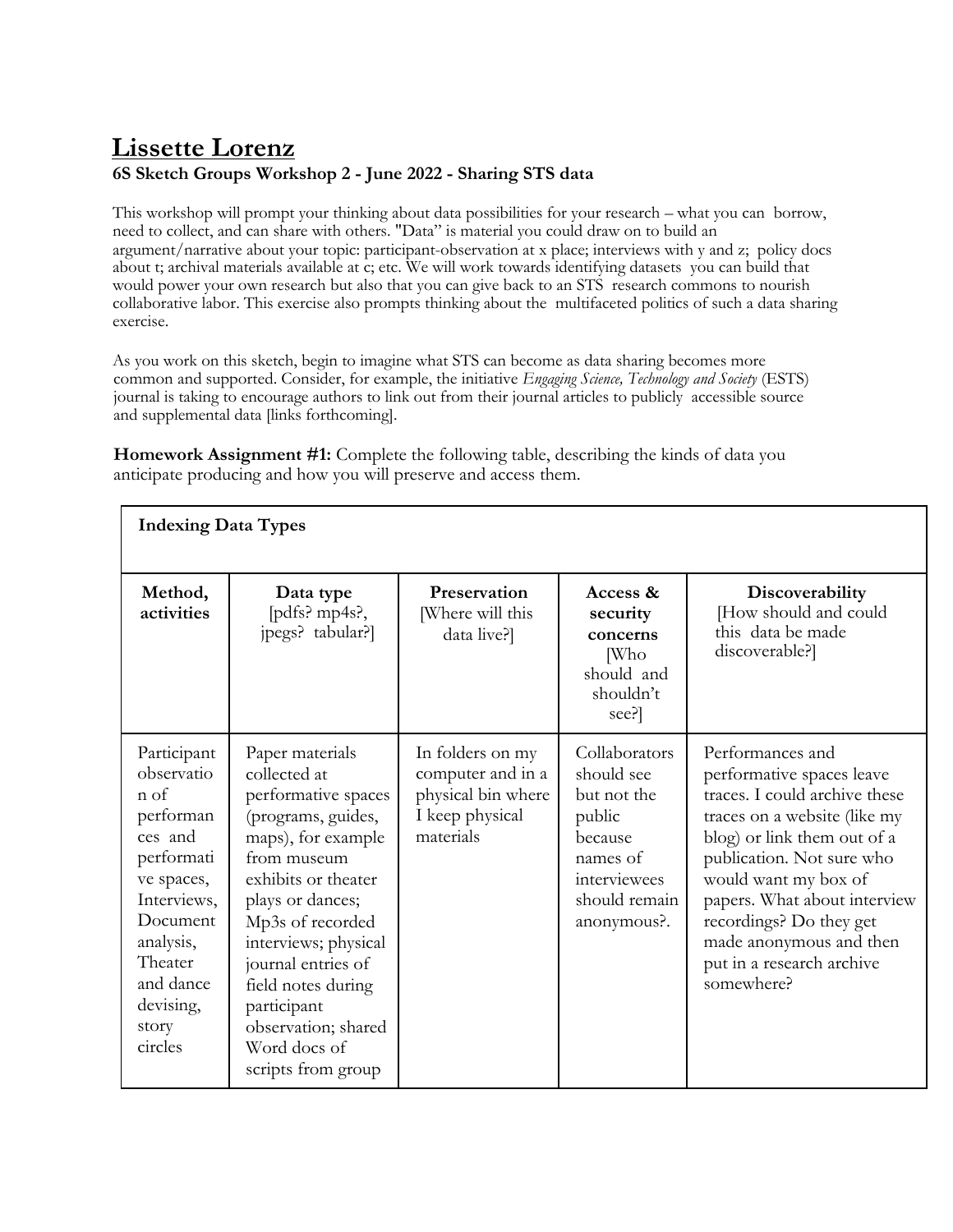# Lissette Lorenz

**6S Sketch Groups Workshop 2 - June 2022 - Sharing STS data**

This workshop will prompt your thinking about data possibilities for your research – what you can borrow, need to collect, and can share with others. "Data" is material you could draw on to build an argument/narrative about your topic: participant-observation at x place; interviews with y and z; policy docs about t; archival materials available at c; etc. We will work towards identifying datasets you can build that would power your own research but also that you can give back to an STS research commons to nourish collaborative labor. This exercise also prompts thinking about the multifaceted politics of such a data sharing exercise.

As you work on this sketch, begin to imagine what STS can become as data sharing becomes more common and supported. Consider, for example, the initiative *Engaging Science, Technology and Society* (ESTS) journal is taking to encourage authors to link out from their journal articles to publicly accessible source and supplemental data [links forthcoming].

**Homework Assignment #1:** Complete the following table, describing the kinds of data you anticipate producing and how you will preserve and access them.

| **Indexing Data Types** | | | | |
|---|---|---|---|---|
| **Method, activities** | **Data type** [pdfs? mp4s?, jpegs? tabular?] | **Preservation** [Where will this data live?] | **Access & security concerns** [Who should and shouldn't see?] | **Discoverability** [How should and could this data be made discoverable?] |
| Participant observation of performances and performative spaces, Interviews, Document analysis, Theater and dance devising, story circles | Paper materials collected at performative spaces (programs, guides, maps), for example from museum exhibits or theater plays or dances; Mp3s of recorded interviews; physical journal entries of field notes during participant observation; shared Word docs of scripts from group | In folders on my computer and in a physical bin where I keep physical materials | Collaborators should see but not the public because names of interviewees should remain anonymous?. | Performances and performative spaces leave traces. I could archive these traces on a website (like my blog) or link them out of a publication. Not sure who would want my box of papers. What about interview recordings? Do they get made anonymous and then put in a research archive somewhere? |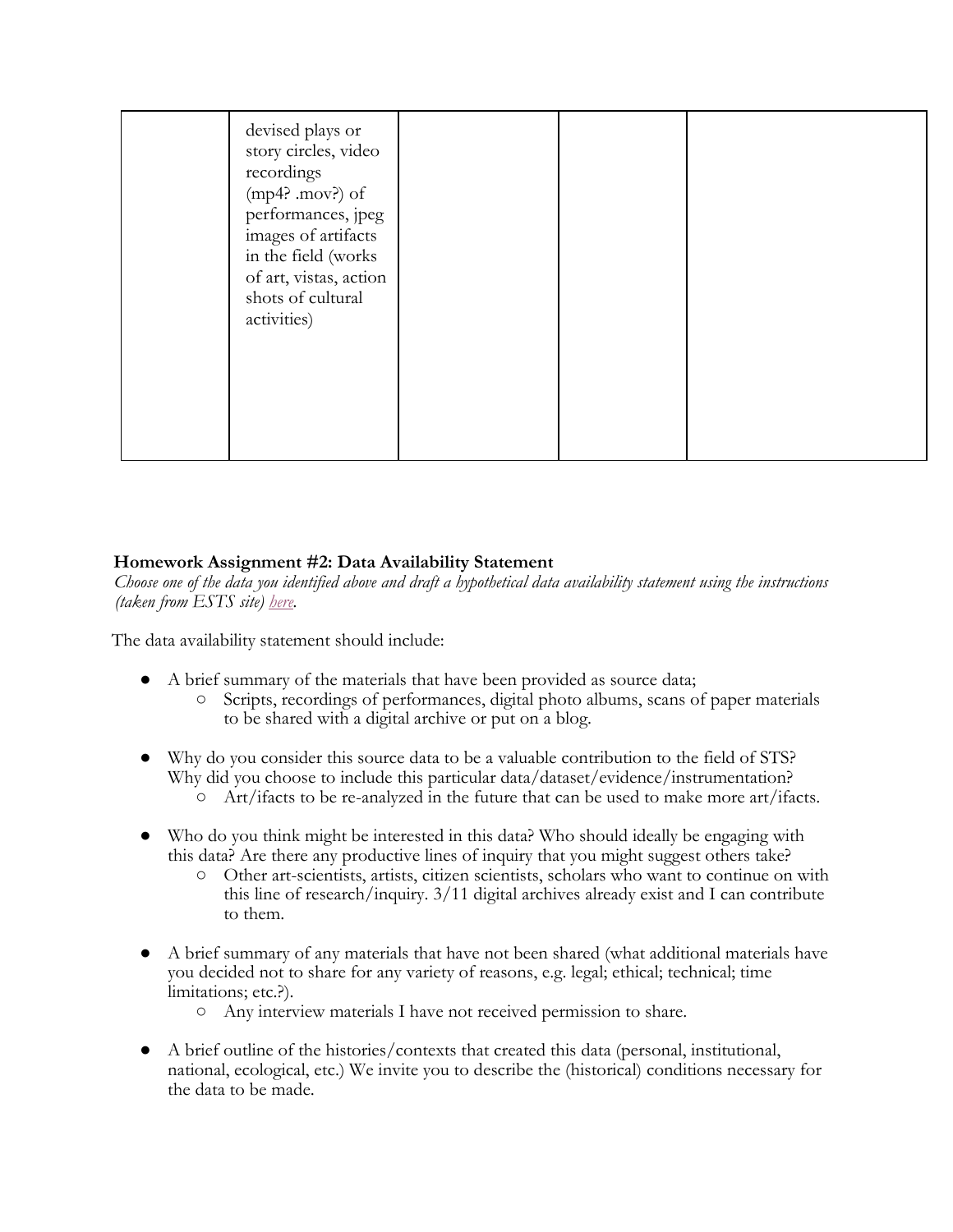| | | | | |
|---|---|---|---|---|
| | devised plays or story circles, video recordings (mp4? .mov?) of performances, jpeg images of artifacts in the field (works of art, vistas, action shots of cultural activities) | | | |

**Homework Assignment #2: Data Availability Statement**

*Choose one of the data you identified above and draft a hypothetical data availability statement using the instructions (taken from ESTS site) here.*

The data availability statement should include:

- A brief summary of the materials that have been provided as source data;
  - Scripts, recordings of performances, digital photo albums, scans of paper materials to be shared with a digital archive or put on a blog.
- Why do you consider this source data to be a valuable contribution to the field of STS? Why did you choose to include this particular data/dataset/evidence/instrumentation?
  - Art/ifacts to be re-analyzed in the future that can be used to make more art/ifacts.
- Who do you think might be interested in this data? Who should ideally be engaging with this data? Are there any productive lines of inquiry that you might suggest others take?
  - Other art-scientists, artists, citizen scientists, scholars who want to continue on with this line of research/inquiry. 3/11 digital archives already exist and I can contribute to them.
- A brief summary of any materials that have not been shared (what additional materials have you decided not to share for any variety of reasons, e.g. legal; ethical; technical; time limitations; etc.?).
  - Any interview materials I have not received permission to share.
- A brief outline of the histories/contexts that created this data (personal, institutional, national, ecological, etc.) We invite you to describe the (historical) conditions necessary for the data to be made.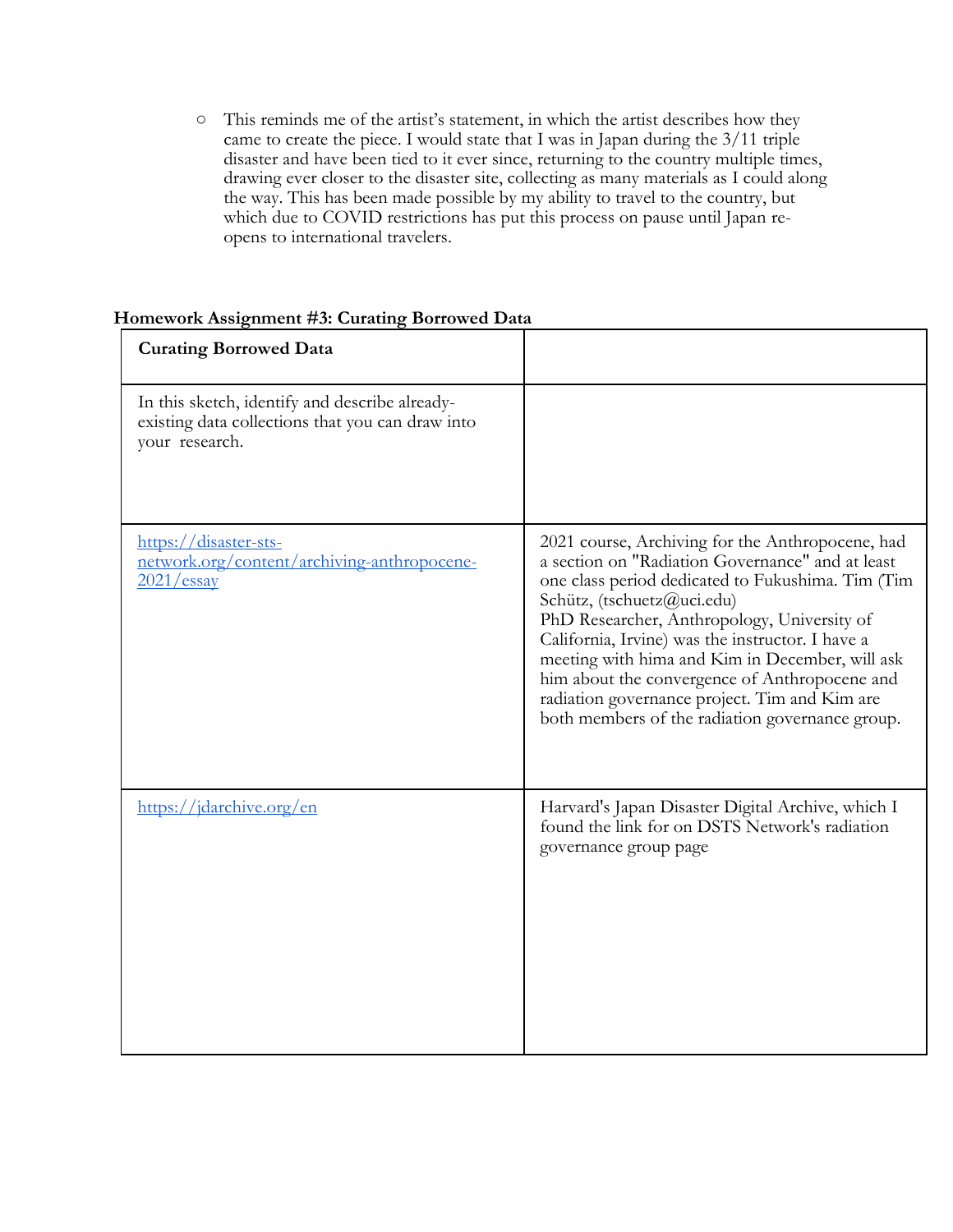- This reminds me of the artist's statement, in which the artist describes how they came to create the piece. I would state that I was in Japan during the 3/11 triple disaster and have been tied to it ever since, returning to the country multiple times, drawing ever closer to the disaster site, collecting as many materials as I could along the way. This has been made possible by my ability to travel to the country, but which due to COVID restrictions has put this process on pause until Japan re-opens to international travelers.

**Homework Assignment #3: Curating Borrowed Data**

| **Curating Borrowed Data** | |
|---|---|
| In this sketch, identify and describe already-existing data collections that you can draw into your research. | |
| [https://disaster-sts-network.org/content/archiving-anthropocene-2021/essay](https://disaster-sts-network.org/content/archiving-anthropocene-2021/essay) | 2021 course, Archiving for the Anthropocene, had a section on "Radiation Governance" and at least one class period dedicated to Fukushima. Tim (Tim Schütz, (tschuetz@uci.edu) PhD Researcher, Anthropology, University of California, Irvine) was the instructor. I have a meeting with hima and Kim in December, will ask him about the convergence of Anthropocene and radiation governance project. Tim and Kim are both members of the radiation governance group. |
| [https://jdarchive.org/en](https://jdarchive.org/en) | Harvard's Japan Disaster Digital Archive, which I found the link for on DSTS Network's radiation governance group page |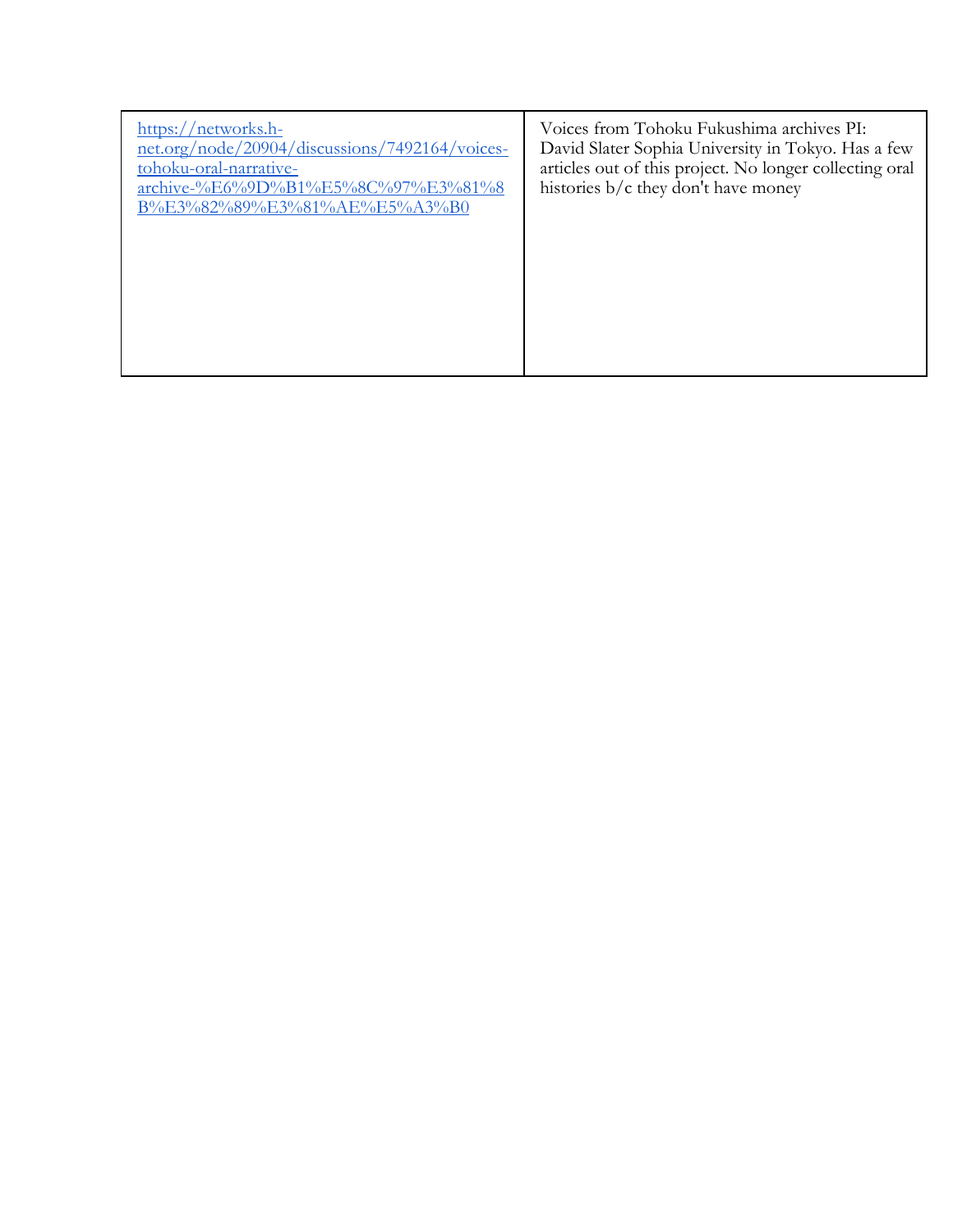| | |
|---|---|
| https://networks.h-net.org/node/20904/discussions/7492164/voices-tohoku-oral-narrative-archive-%E6%9D%B1%E5%8C%97%E3%81%8B%E3%82%89%E3%81%AE%E5%A3%B0 | Voices from Tohoku Fukushima archives PI: David Slater Sophia University in Tokyo. Has a few articles out of this project. No longer collecting oral histories b/c they don't have money |